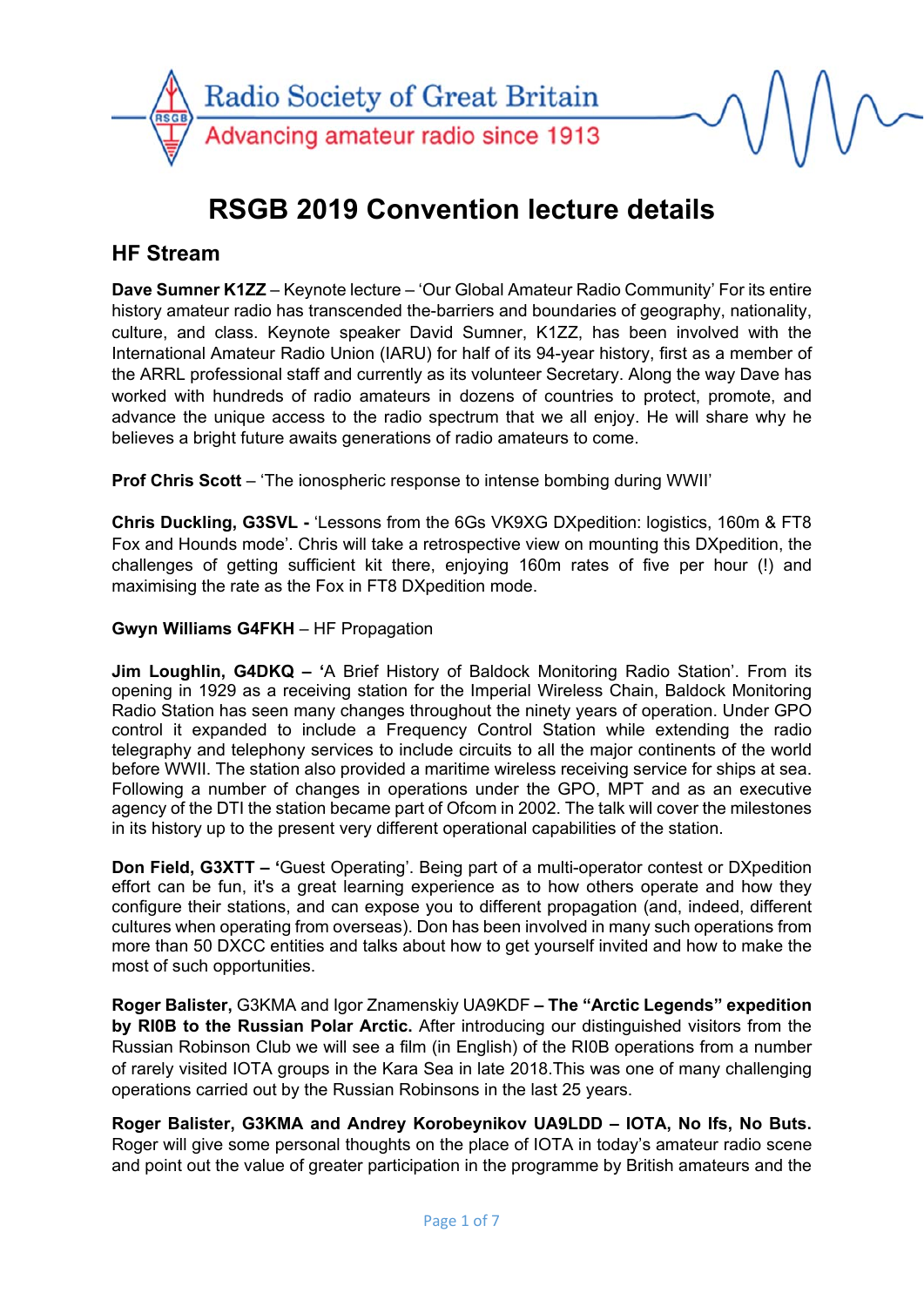Radio Society of Great Britain
Advancing amateur radio since 1913

# RSGB 2019 Convention lecture details

## HF Stream

**Dave Sumner K1ZZ** – Keynote lecture – 'Our Global Amateur Radio Community' For its entire history amateur radio has transcended the-barriers and boundaries of geography, nationality, culture, and class. Keynote speaker David Sumner, K1ZZ, has been involved with the International Amateur Radio Union (IARU) for half of its 94-year history, first as a member of the ARRL professional staff and currently as its volunteer Secretary. Along the way Dave has worked with hundreds of radio amateurs in dozens of countries to protect, promote, and advance the unique access to the radio spectrum that we all enjoy. He will share why he believes a bright future awaits generations of radio amateurs to come.

**Prof Chris Scott** – 'The ionospheric response to intense bombing during WWII'

**Chris Duckling, G3SVL -** 'Lessons from the 6Gs VK9XG DXpedition: logistics, 160m & FT8 Fox and Hounds mode'. Chris will take a retrospective view on mounting this DXpedition, the challenges of getting sufficient kit there, enjoying 160m rates of five per hour (!) and maximising the rate as the Fox in FT8 DXpedition mode.

**Gwyn Williams G4FKH** – HF Propagation

**Jim Loughlin, G4DKQ – '**A Brief History of Baldock Monitoring Radio Station'. From its opening in 1929 as a receiving station for the Imperial Wireless Chain, Baldock Monitoring Radio Station has seen many changes throughout the ninety years of operation. Under GPO control it expanded to include a Frequency Control Station while extending the radio telegraphy and telephony services to include circuits to all the major continents of the world before WWII. The station also provided a maritime wireless receiving service for ships at sea. Following a number of changes in operations under the GPO, MPT and as an executive agency of the DTI the station became part of Ofcom in 2002. The talk will cover the milestones in its history up to the present very different operational capabilities of the station.

**Don Field, G3XTT – '**Guest Operating'. Being part of a multi-operator contest or DXpedition effort can be fun, it's a great learning experience as to how others operate and how they configure their stations, and can expose you to different propagation (and, indeed, different cultures when operating from overseas). Don has been involved in many such operations from more than 50 DXCC entities and talks about how to get yourself invited and how to make the most of such opportunities.

**Roger Balister,** G3KMA and Igor Znamenskiy UA9KDF **– The "Arctic Legends" expedition by RI0B to the Russian Polar Arctic.** After introducing our distinguished visitors from the Russian Robinson Club we will see a film (in English) of the RI0B operations from a number of rarely visited IOTA groups in the Kara Sea in late 2018.This was one of many challenging operations carried out by the Russian Robinsons in the last 25 years.

**Roger Balister, G3KMA and Andrey Korobeynikov UA9LDD – IOTA, No Ifs, No Buts.** Roger will give some personal thoughts on the place of IOTA in today's amateur radio scene and point out the value of greater participation in the programme by British amateurs and the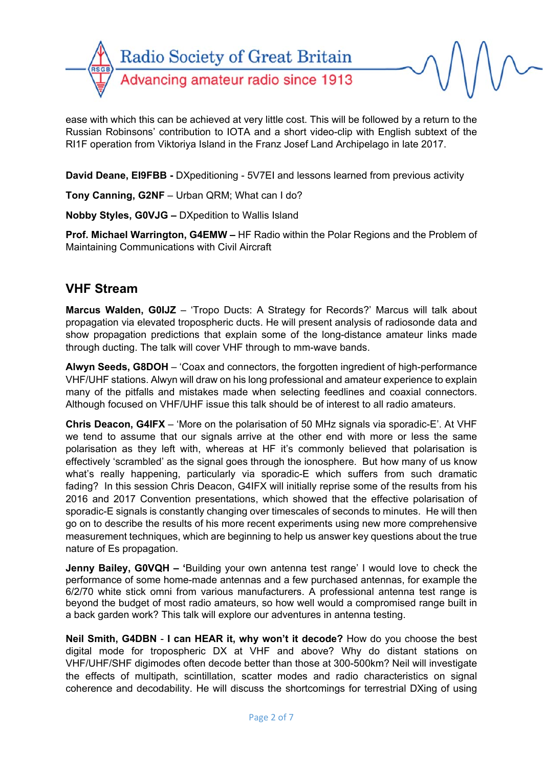ease with which this can be achieved at very little cost. This will be followed by a return to the Russian Robinsons' contribution to IOTA and a short video-clip with English subtext of the RI1F operation from Viktoriya Island in the Franz Josef Land Archipelago in late 2017.

**David Deane, EI9FBB -** DXpeditioning - 5V7EI and lessons learned from previous activity

**Tony Canning, G2NF** – Urban QRM; What can I do?

**Nobby Styles, G0VJG –** DXpedition to Wallis Island

**Prof. Michael Warrington, G4EMW –** HF Radio within the Polar Regions and the Problem of Maintaining Communications with Civil Aircraft

## VHF Stream

**Marcus Walden, G0IJZ** – 'Tropo Ducts: A Strategy for Records?' Marcus will talk about propagation via elevated tropospheric ducts. He will present analysis of radiosonde data and show propagation predictions that explain some of the long-distance amateur links made through ducting. The talk will cover VHF through to mm-wave bands.

**Alwyn Seeds, G8DOH** – 'Coax and connectors, the forgotten ingredient of high-performance VHF/UHF stations. Alwyn will draw on his long professional and amateur experience to explain many of the pitfalls and mistakes made when selecting feedlines and coaxial connectors. Although focused on VHF/UHF issue this talk should be of interest to all radio amateurs.

**Chris Deacon, G4IFX** – 'More on the polarisation of 50 MHz signals via sporadic-E'. At VHF we tend to assume that our signals arrive at the other end with more or less the same polarisation as they left with, whereas at HF it's commonly believed that polarisation is effectively 'scrambled' as the signal goes through the ionosphere. But how many of us know what's really happening, particularly via sporadic-E which suffers from such dramatic fading? In this session Chris Deacon, G4IFX will initially reprise some of the results from his 2016 and 2017 Convention presentations, which showed that the effective polarisation of sporadic-E signals is constantly changing over timescales of seconds to minutes. He will then go on to describe the results of his more recent experiments using new more comprehensive measurement techniques, which are beginning to help us answer key questions about the true nature of Es propagation.

**Jenny Bailey, G0VQH – '**Building your own antenna test range' I would love to check the performance of some home-made antennas and a few purchased antennas, for example the 6/2/70 white stick omni from various manufacturers. A professional antenna test range is beyond the budget of most radio amateurs, so how well would a compromised range built in a back garden work? This talk will explore our adventures in antenna testing.

**Neil Smith, G4DBN** - **I can HEAR it, why won't it decode?** How do you choose the best digital mode for tropospheric DX at VHF and above? Why do distant stations on VHF/UHF/SHF digimodes often decode better than those at 300-500km? Neil will investigate the effects of multipath, scintillation, scatter modes and radio characteristics on signal coherence and decodability. He will discuss the shortcomings for terrestrial DXing of using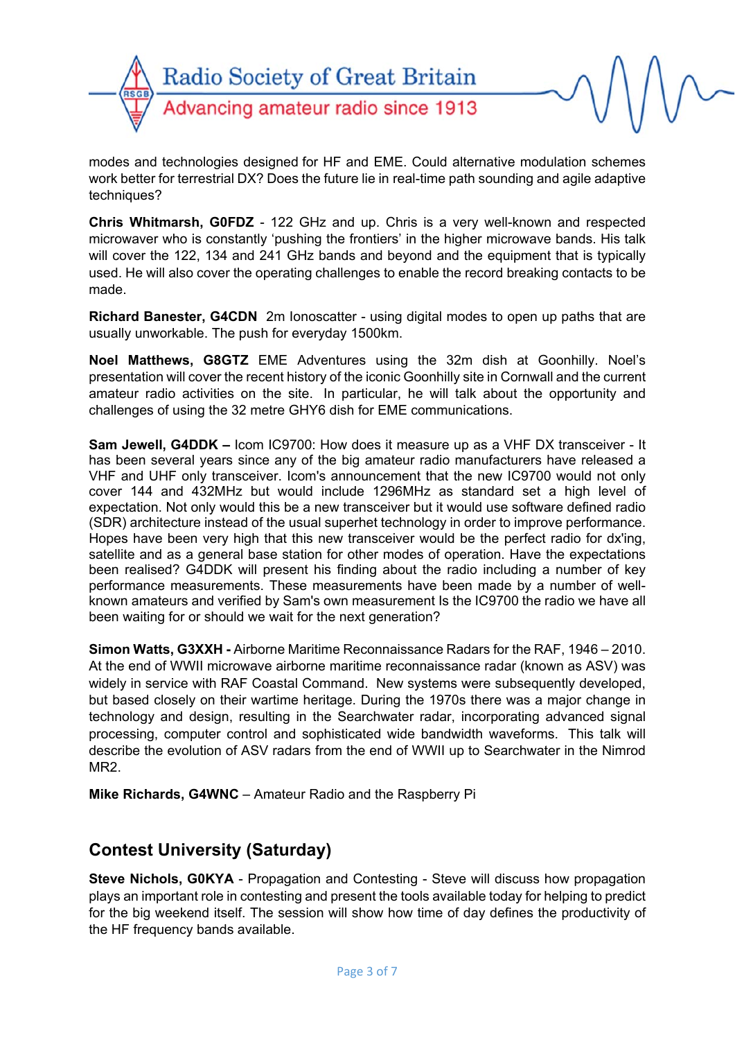modes and technologies designed for HF and EME. Could alternative modulation schemes work better for terrestrial DX? Does the future lie in real-time path sounding and agile adaptive techniques?

**Chris Whitmarsh, G0FDZ** - 122 GHz and up. Chris is a very well-known and respected microwaver who is constantly 'pushing the frontiers' in the higher microwave bands. His talk will cover the 122, 134 and 241 GHz bands and beyond and the equipment that is typically used. He will also cover the operating challenges to enable the record breaking contacts to be made.

**Richard Banester, G4CDN** 2m Ionoscatter - using digital modes to open up paths that are usually unworkable. The push for everyday 1500km.

**Noel Matthews, G8GTZ** EME Adventures using the 32m dish at Goonhilly. Noel's presentation will cover the recent history of the iconic Goonhilly site in Cornwall and the current amateur radio activities on the site. In particular, he will talk about the opportunity and challenges of using the 32 metre GHY6 dish for EME communications.

**Sam Jewell, G4DDK –** Icom IC9700: How does it measure up as a VHF DX transceiver - It has been several years since any of the big amateur radio manufacturers have released a VHF and UHF only transceiver. Icom's announcement that the new IC9700 would not only cover 144 and 432MHz but would include 1296MHz as standard set a high level of expectation. Not only would this be a new transceiver but it would use software defined radio (SDR) architecture instead of the usual superhet technology in order to improve performance. Hopes have been very high that this new transceiver would be the perfect radio for dx'ing, satellite and as a general base station for other modes of operation. Have the expectations been realised? G4DDK will present his finding about the radio including a number of key performance measurements. These measurements have been made by a number of well-known amateurs and verified by Sam's own measurement Is the IC9700 the radio we have all been waiting for or should we wait for the next generation?

**Simon Watts, G3XXH -** Airborne Maritime Reconnaissance Radars for the RAF, 1946 – 2010. At the end of WWII microwave airborne maritime reconnaissance radar (known as ASV) was widely in service with RAF Coastal Command. New systems were subsequently developed, but based closely on their wartime heritage. During the 1970s there was a major change in technology and design, resulting in the Searchwater radar, incorporating advanced signal processing, computer control and sophisticated wide bandwidth waveforms. This talk will describe the evolution of ASV radars from the end of WWII up to Searchwater in the Nimrod MR2.

**Mike Richards, G4WNC** – Amateur Radio and the Raspberry Pi

## Contest University (Saturday)

**Steve Nichols, G0KYA** - Propagation and Contesting - Steve will discuss how propagation plays an important role in contesting and present the tools available today for helping to predict for the big weekend itself. The session will show how time of day defines the productivity of the HF frequency bands available.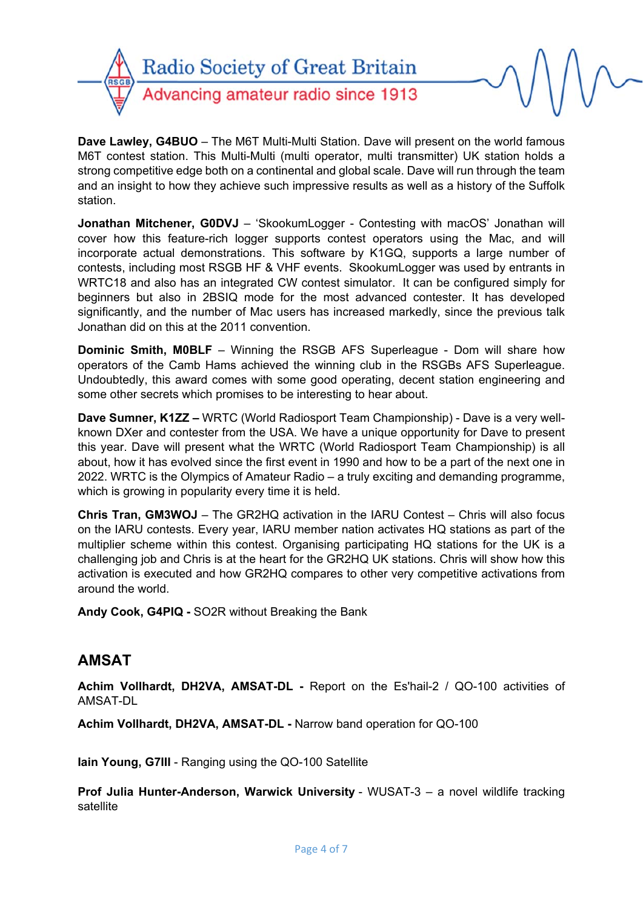**Dave Lawley, G4BUO** – The M6T Multi-Multi Station. Dave will present on the world famous M6T contest station. This Multi-Multi (multi operator, multi transmitter) UK station holds a strong competitive edge both on a continental and global scale. Dave will run through the team and an insight to how they achieve such impressive results as well as a history of the Suffolk station.

**Jonathan Mitchener, G0DVJ** – 'SkookumLogger - Contesting with macOS' Jonathan will cover how this feature-rich logger supports contest operators using the Mac, and will incorporate actual demonstrations. This software by K1GQ, supports a large number of contests, including most RSGB HF & VHF events. SkookumLogger was used by entrants in WRTC18 and also has an integrated CW contest simulator. It can be configured simply for beginners but also in 2BSIQ mode for the most advanced contester. It has developed significantly, and the number of Mac users has increased markedly, since the previous talk Jonathan did on this at the 2011 convention.

**Dominic Smith, M0BLF** – Winning the RSGB AFS Superleague - Dom will share how operators of the Camb Hams achieved the winning club in the RSGBs AFS Superleague. Undoubtedly, this award comes with some good operating, decent station engineering and some other secrets which promises to be interesting to hear about.

**Dave Sumner, K1ZZ –** WRTC (World Radiosport Team Championship) - Dave is a very well-known DXer and contester from the USA. We have a unique opportunity for Dave to present this year. Dave will present what the WRTC (World Radiosport Team Championship) is all about, how it has evolved since the first event in 1990 and how to be a part of the next one in 2022. WRTC is the Olympics of Amateur Radio – a truly exciting and demanding programme, which is growing in popularity every time it is held.

**Chris Tran, GM3WOJ** – The GR2HQ activation in the IARU Contest – Chris will also focus on the IARU contests. Every year, IARU member nation activates HQ stations as part of the multiplier scheme within this contest. Organising participating HQ stations for the UK is a challenging job and Chris is at the heart for the GR2HQ UK stations. Chris will show how this activation is executed and how GR2HQ compares to other very competitive activations from around the world.

**Andy Cook, G4PIQ -** SO2R without Breaking the Bank

## AMSAT

**Achim Vollhardt, DH2VA, AMSAT-DL -** Report on the Es'hail-2 / QO-100 activities of AMSAT-DL

**Achim Vollhardt, DH2VA, AMSAT-DL -** Narrow band operation for QO-100

**Iain Young, G7III** - Ranging using the QO-100 Satellite

**Prof Julia Hunter-Anderson, Warwick University** - WUSAT-3 – a novel wildlife tracking satellite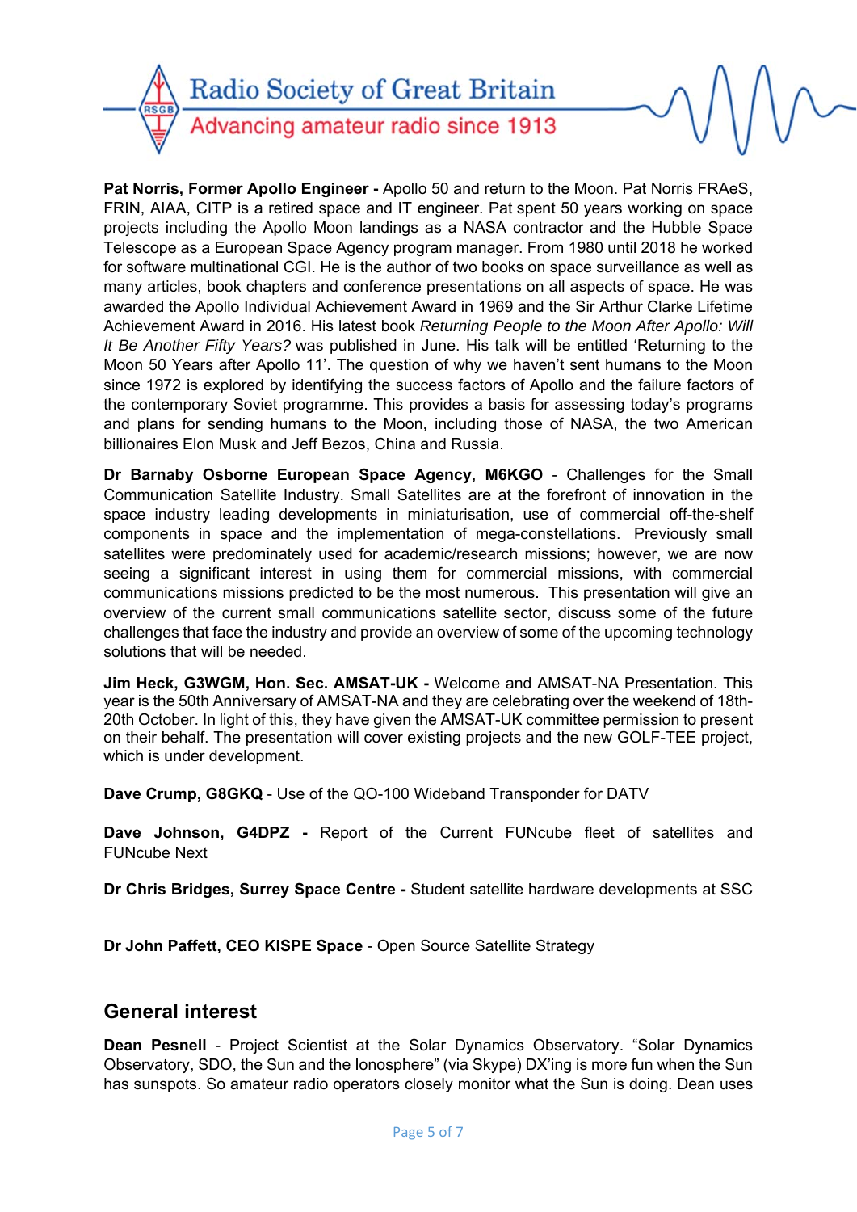**Pat Norris, Former Apollo Engineer -** Apollo 50 and return to the Moon. Pat Norris FRAeS, FRIN, AIAA, CITP is a retired space and IT engineer. Pat spent 50 years working on space projects including the Apollo Moon landings as a NASA contractor and the Hubble Space Telescope as a European Space Agency program manager. From 1980 until 2018 he worked for software multinational CGI. He is the author of two books on space surveillance as well as many articles, book chapters and conference presentations on all aspects of space. He was awarded the Apollo Individual Achievement Award in 1969 and the Sir Arthur Clarke Lifetime Achievement Award in 2016. His latest book *Returning People to the Moon After Apollo: Will It Be Another Fifty Years?* was published in June. His talk will be entitled 'Returning to the Moon 50 Years after Apollo 11'. The question of why we haven't sent humans to the Moon since 1972 is explored by identifying the success factors of Apollo and the failure factors of the contemporary Soviet programme. This provides a basis for assessing today's programs and plans for sending humans to the Moon, including those of NASA, the two American billionaires Elon Musk and Jeff Bezos, China and Russia.

**Dr Barnaby Osborne European Space Agency, M6KGO** - Challenges for the Small Communication Satellite Industry. Small Satellites are at the forefront of innovation in the space industry leading developments in miniaturisation, use of commercial off-the-shelf components in space and the implementation of mega-constellations. Previously small satellites were predominately used for academic/research missions; however, we are now seeing a significant interest in using them for commercial missions, with commercial communications missions predicted to be the most numerous. This presentation will give an overview of the current small communications satellite sector, discuss some of the future challenges that face the industry and provide an overview of some of the upcoming technology solutions that will be needed.

**Jim Heck, G3WGM, Hon. Sec. AMSAT-UK -** Welcome and AMSAT-NA Presentation. This year is the 50th Anniversary of AMSAT-NA and they are celebrating over the weekend of 18th-20th October. In light of this, they have given the AMSAT-UK committee permission to present on their behalf. The presentation will cover existing projects and the new GOLF-TEE project, which is under development.

**Dave Crump, G8GKQ** - Use of the QO-100 Wideband Transponder for DATV

**Dave Johnson, G4DPZ -** Report of the Current FUNcube fleet of satellites and FUNcube Next

**Dr Chris Bridges, Surrey Space Centre -** Student satellite hardware developments at SSC

**Dr John Paffett, CEO KISPE Space** - Open Source Satellite Strategy

## General interest

**Dean Pesnell** - Project Scientist at the Solar Dynamics Observatory. "Solar Dynamics Observatory, SDO, the Sun and the Ionosphere" (via Skype) DX'ing is more fun when the Sun has sunspots. So amateur radio operators closely monitor what the Sun is doing. Dean uses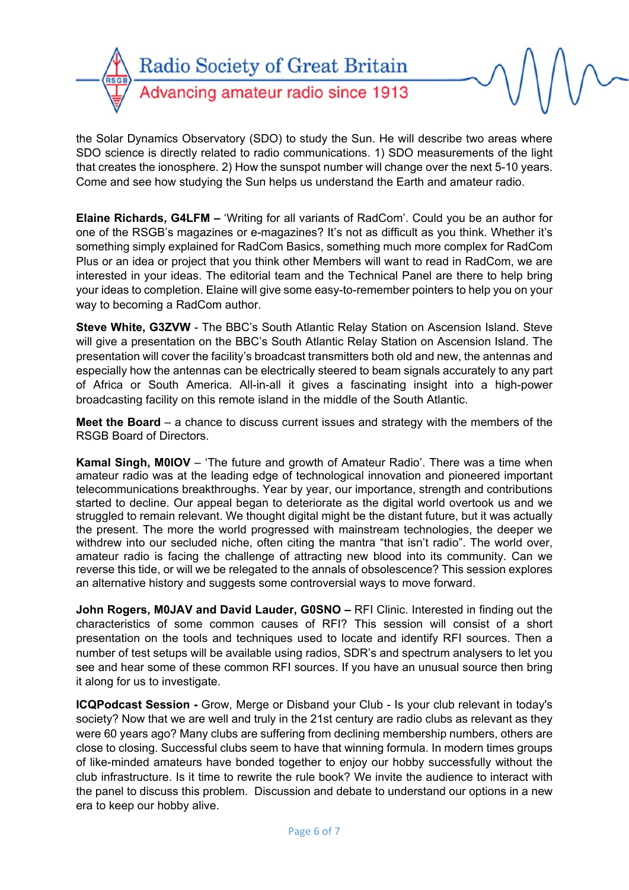the Solar Dynamics Observatory (SDO) to study the Sun. He will describe two areas where SDO science is directly related to radio communications. 1) SDO measurements of the light that creates the ionosphere. 2) How the sunspot number will change over the next 5-10 years. Come and see how studying the Sun helps us understand the Earth and amateur radio.

**Elaine Richards, G4LFM –** 'Writing for all variants of RadCom'. Could you be an author for one of the RSGB's magazines or e-magazines? It's not as difficult as you think. Whether it's something simply explained for RadCom Basics, something much more complex for RadCom Plus or an idea or project that you think other Members will want to read in RadCom, we are interested in your ideas. The editorial team and the Technical Panel are there to help bring your ideas to completion. Elaine will give some easy-to-remember pointers to help you on your way to becoming a RadCom author.

**Steve White, G3ZVW** - The BBC's South Atlantic Relay Station on Ascension Island. Steve will give a presentation on the BBC's South Atlantic Relay Station on Ascension Island. The presentation will cover the facility's broadcast transmitters both old and new, the antennas and especially how the antennas can be electrically steered to beam signals accurately to any part of Africa or South America. All-in-all it gives a fascinating insight into a high-power broadcasting facility on this remote island in the middle of the South Atlantic.

**Meet the Board** – a chance to discuss current issues and strategy with the members of the RSGB Board of Directors.

**Kamal Singh, M0IOV** – 'The future and growth of Amateur Radio'. There was a time when amateur radio was at the leading edge of technological innovation and pioneered important telecommunications breakthroughs. Year by year, our importance, strength and contributions started to decline. Our appeal began to deteriorate as the digital world overtook us and we struggled to remain relevant. We thought digital might be the distant future, but it was actually the present. The more the world progressed with mainstream technologies, the deeper we withdrew into our secluded niche, often citing the mantra "that isn't radio". The world over, amateur radio is facing the challenge of attracting new blood into its community. Can we reverse this tide, or will we be relegated to the annals of obsolescence? This session explores an alternative history and suggests some controversial ways to move forward.

**John Rogers, M0JAV and David Lauder, G0SNO –** RFI Clinic. Interested in finding out the characteristics of some common causes of RFI? This session will consist of a short presentation on the tools and techniques used to locate and identify RFI sources. Then a number of test setups will be available using radios, SDR's and spectrum analysers to let you see and hear some of these common RFI sources. If you have an unusual source then bring it along for us to investigate.

**ICQPodcast Session -** Grow, Merge or Disband your Club - Is your club relevant in today's society? Now that we are well and truly in the 21st century are radio clubs as relevant as they were 60 years ago? Many clubs are suffering from declining membership numbers, others are close to closing. Successful clubs seem to have that winning formula. In modern times groups of like-minded amateurs have bonded together to enjoy our hobby successfully without the club infrastructure. Is it time to rewrite the rule book? We invite the audience to interact with the panel to discuss this problem. Discussion and debate to understand our options in a new era to keep our hobby alive.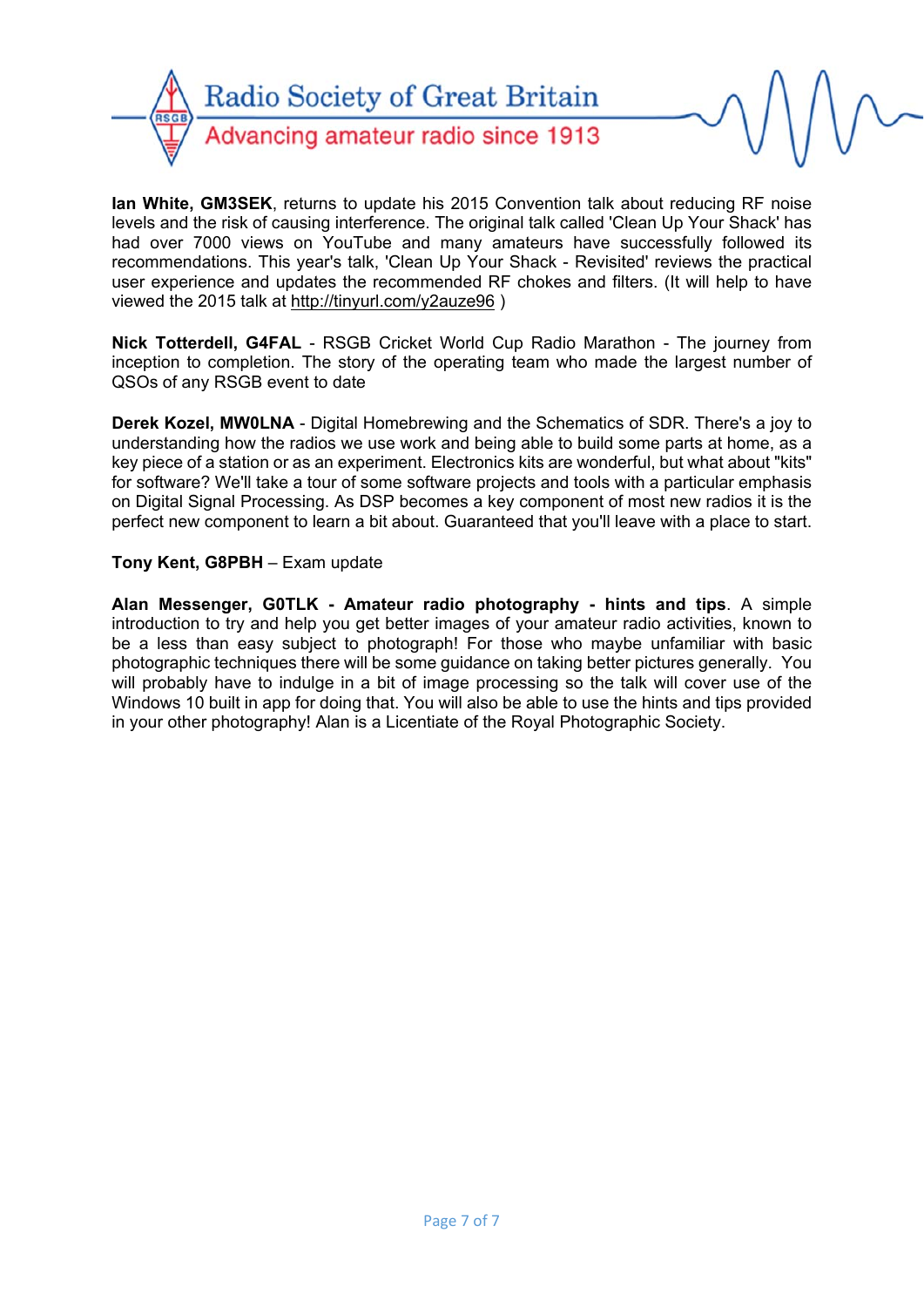**Ian White, GM3SEK**, returns to update his 2015 Convention talk about reducing RF noise levels and the risk of causing interference. The original talk called 'Clean Up Your Shack' has had over 7000 views on YouTube and many amateurs have successfully followed its recommendations. This year's talk, 'Clean Up Your Shack - Revisited' reviews the practical user experience and updates the recommended RF chokes and filters. (It will help to have viewed the 2015 talk at http://tinyurl.com/y2auze96 )

**Nick Totterdell, G4FAL** - RSGB Cricket World Cup Radio Marathon - The journey from inception to completion. The story of the operating team who made the largest number of QSOs of any RSGB event to date

**Derek Kozel, MW0LNA** - Digital Homebrewing and the Schematics of SDR. There's a joy to understanding how the radios we use work and being able to build some parts at home, as a key piece of a station or as an experiment. Electronics kits are wonderful, but what about "kits" for software? We'll take a tour of some software projects and tools with a particular emphasis on Digital Signal Processing. As DSP becomes a key component of most new radios it is the perfect new component to learn a bit about. Guaranteed that you'll leave with a place to start.

**Tony Kent, G8PBH** – Exam update

**Alan Messenger, G0TLK - Amateur radio photography - hints and tips**. A simple introduction to try and help you get better images of your amateur radio activities, known to be a less than easy subject to photograph! For those who maybe unfamiliar with basic photographic techniques there will be some guidance on taking better pictures generally. You will probably have to indulge in a bit of image processing so the talk will cover use of the Windows 10 built in app for doing that. You will also be able to use the hints and tips provided in your other photography! Alan is a Licentiate of the Royal Photographic Society.